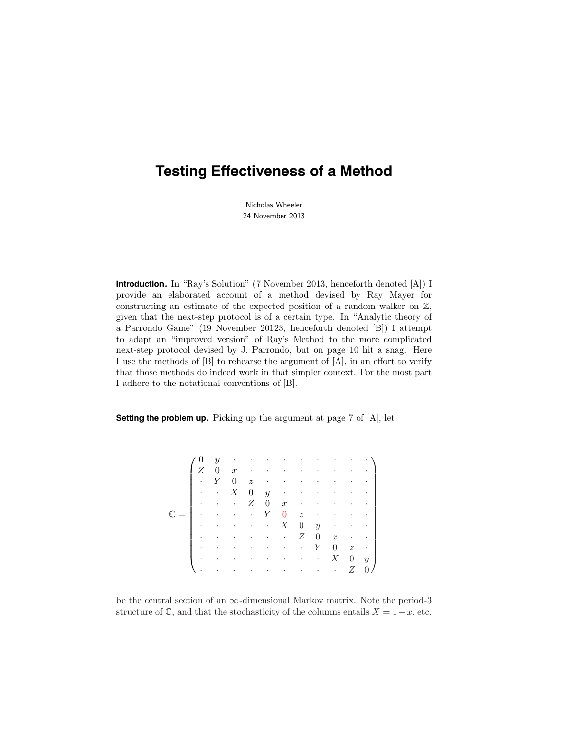# Testing Effectiveness of a Method

Nicholas Wheeler
24 November 2013

**Introduction.** In "Ray's Solution" (7 November 2013, henceforth denoted [A]) I provide an elaborated account of a method devised by Ray Mayer for constructing an estimate of the expected position of a random walker on $\mathbb{Z}$, given that the next-step protocol is of a certain type. In "Analytic theory of a Parrondo Game" (19 November 20123, henceforth denoted [B]) I attempt to adapt an "improved version" of Ray's Method to the more complicated next-step protocol devised by J. Parrondo, but on page 10 hit a snag. Here I use the methods of [B] to rehearse the argument of [A], in an effort to verify that those methods do indeed work in that simpler context. For the most part I adhere to the notational conventions of [B].

**Setting the problem up.** Picking up the argument at page 7 of [A], let

$$
\mathbb{C} = \begin{pmatrix}
0 & y & \cdot & \cdot & \cdot & \cdot & \cdot & \cdot & \cdot & \cdot & \cdot \\
Z & 0 & x & \cdot & \cdot & \cdot & \cdot & \cdot & \cdot & \cdot & \cdot \\
\cdot & Y & 0 & z & \cdot & \cdot & \cdot & \cdot & \cdot & \cdot & \cdot \\
\cdot & \cdot & X & 0 & y & \cdot & \cdot & \cdot & \cdot & \cdot & \cdot \\
\cdot & \cdot & \cdot & Z & 0 & x & \cdot & \cdot & \cdot & \cdot & \cdot \\
\cdot & \cdot & \cdot & \cdot & Y & {\color{red}0} & z & \cdot & \cdot & \cdot & \cdot \\
\cdot & \cdot & \cdot & \cdot & \cdot & X & 0 & y & \cdot & \cdot & \cdot \\
\cdot & \cdot & \cdot & \cdot & \cdot & \cdot & Z & 0 & x & \cdot & \cdot \\
\cdot & \cdot & \cdot & \cdot & \cdot & \cdot & \cdot & Y & 0 & z & \cdot \\
\cdot & \cdot & \cdot & \cdot & \cdot & \cdot & \cdot & \cdot & X & 0 & y \\
\cdot & \cdot & \cdot & \cdot & \cdot & \cdot & \cdot & \cdot & \cdot & Z & 0
\end{pmatrix}
$$

be the central section of an $\infty$-dimensional Markov matrix. Note the period-3 structure of $\mathbb{C}$, and that the stochasticity of the columns entails $X = 1 - x$, etc.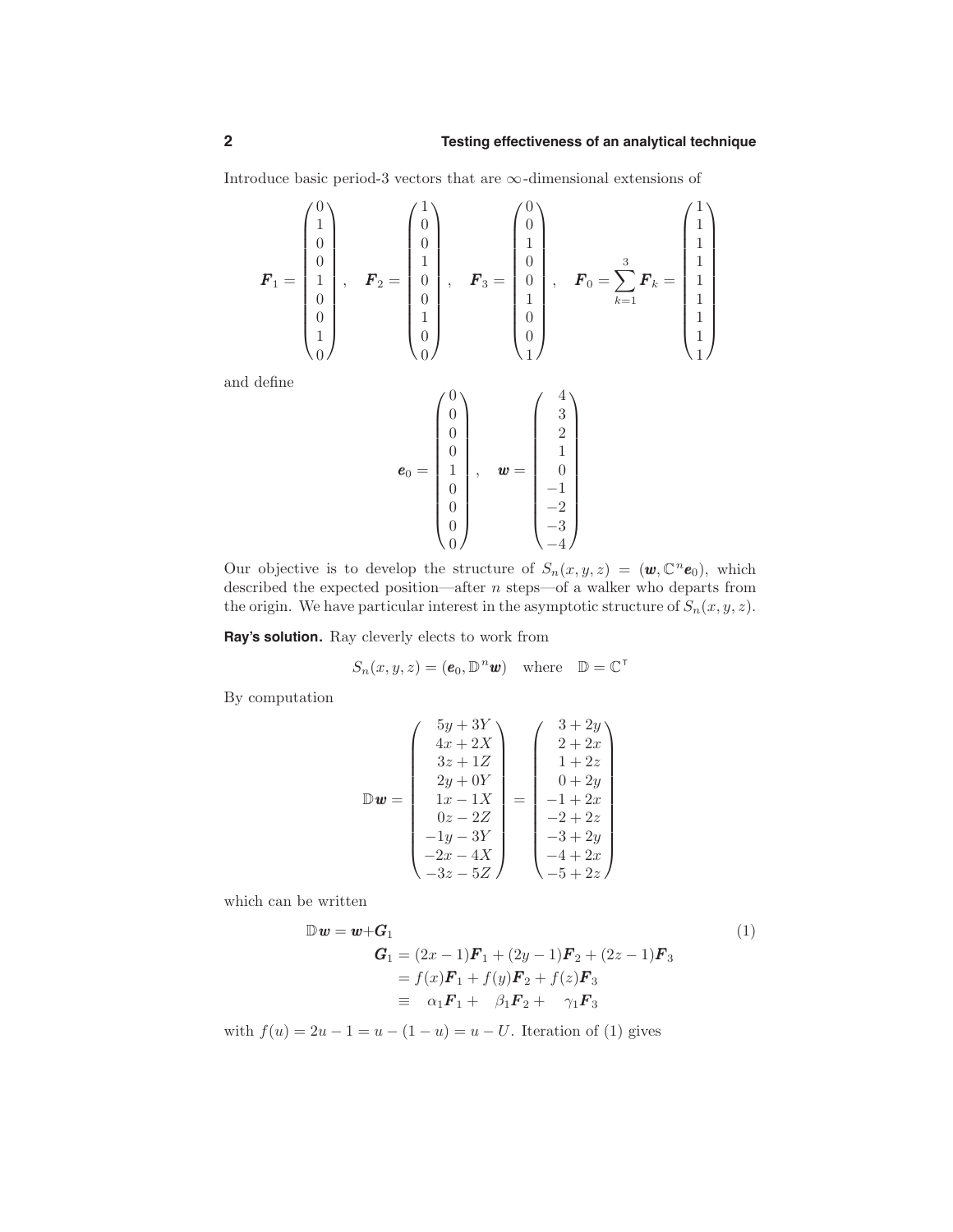Introduce basic period-3 vectors that are $\infty$-dimensional extensions of

$$
\boldsymbol{F}_1 = \begin{pmatrix} 0\\1\\0\\0\\1\\0\\0\\1\\0 \end{pmatrix}, \quad
\boldsymbol{F}_2 = \begin{pmatrix} 1\\0\\0\\1\\0\\0\\1\\0\\0 \end{pmatrix}, \quad
\boldsymbol{F}_3 = \begin{pmatrix} 0\\0\\1\\0\\0\\1\\0\\0\\1 \end{pmatrix}, \quad
\boldsymbol{F}_0 = \sum_{k=1}^{3} \boldsymbol{F}_k = \begin{pmatrix} 1\\1\\1\\1\\1\\1\\1\\1\\1 \end{pmatrix}
$$

and define

$$
\boldsymbol{e}_0 = \begin{pmatrix} 0\\0\\0\\0\\1\\0\\0\\0\\0 \end{pmatrix}, \quad
\boldsymbol{w} = \begin{pmatrix} 4\\3\\2\\1\\0\\-1\\-2\\-3\\-4 \end{pmatrix}
$$

Our objective is to develop the structure of $S_n(x, y, z) = (\boldsymbol{w}, \mathbb{C}^n \boldsymbol{e}_0)$, which described the expected position—after $n$ steps—of a walker who departs from the origin. We have particular interest in the asymptotic structure of $S_n(x, y, z)$.

**Ray's solution.** Ray cleverly elects to work from

$$
S_n(x, y, z) = (\boldsymbol{e}_0, \mathbb{D}^n \boldsymbol{w}) \quad \text{where} \quad \mathbb{D} = \mathbb{C}^{\mathsf{T}}
$$

By computation

$$
\mathbb{D}\boldsymbol{w} = \begin{pmatrix} 5y + 3Y \\ 4x + 2X \\ 3z + 1Z \\ 2y + 0Y \\ 1x - 1X \\ 0z - 2Z \\ -1y - 3Y \\ -2x - 4X \\ -3z - 5Z \end{pmatrix} = \begin{pmatrix} 3 + 2y \\ 2 + 2x \\ 1 + 2z \\ 0 + 2y \\ -1 + 2x \\ -2 + 2z \\ -3 + 2y \\ -4 + 2x \\ -5 + 2z \end{pmatrix}
$$

which can be written

$$
\begin{aligned}
\mathbb{D}\boldsymbol{w} = \boldsymbol{w} + &\boldsymbol{G}_1 \qquad\qquad\qquad\qquad\qquad\qquad\qquad\qquad\qquad\qquad (1)\\
&\boldsymbol{G}_1 = (2x-1)\boldsymbol{F}_1 + (2y-1)\boldsymbol{F}_2 + (2z-1)\boldsymbol{F}_3 \\
&\phantom{\boldsymbol{G}_1} = f(x)\boldsymbol{F}_1 + f(y)\boldsymbol{F}_2 + f(z)\boldsymbol{F}_3 \\
&\phantom{\boldsymbol{G}_1} \equiv \quad \alpha_1 \boldsymbol{F}_1 + \quad \beta_1 \boldsymbol{F}_2 + \quad \gamma_1 \boldsymbol{F}_3
\end{aligned}
$$

with $f(u) = 2u - 1 = u - (1 - u) = u - U$. Iteration of (1) gives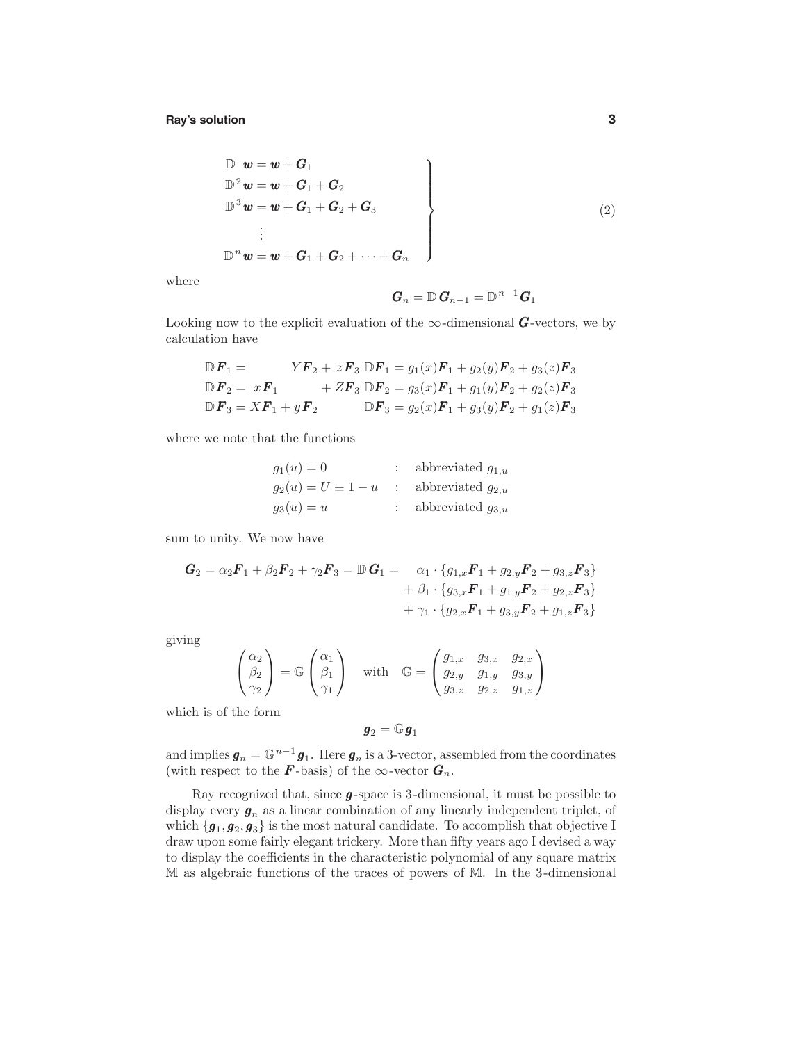$$
\left.\begin{aligned}
\mathbb{D}\ \boldsymbol{w} &= \boldsymbol{w} + \boldsymbol{G}_1\\
\mathbb{D}^2\boldsymbol{w} &= \boldsymbol{w} + \boldsymbol{G}_1 + \boldsymbol{G}_2\\
\mathbb{D}^3\boldsymbol{w} &= \boldsymbol{w} + \boldsymbol{G}_1 + \boldsymbol{G}_2 + \boldsymbol{G}_3\\
&\ \ \vdots\\
\mathbb{D}^n\boldsymbol{w} &= \boldsymbol{w} + \boldsymbol{G}_1 + \boldsymbol{G}_2 + \cdots + \boldsymbol{G}_n
\end{aligned}\right\} \tag{2}
$$

where

$$
\boldsymbol{G}_n = \mathbb{D}\,\boldsymbol{G}_{n-1} = \mathbb{D}^{n-1}\boldsymbol{G}_1
$$

Looking now to the explicit evaluation of the $\infty$-dimensional $\boldsymbol{G}$-vectors, we by calculation have

$$
\begin{aligned}
\mathbb{D}\boldsymbol{F}_1 &= \phantom{xF_1+}\ Y\boldsymbol{F}_2 + z\boldsymbol{F}_3 \quad \mathbb{D}\boldsymbol{F}_1 = g_1(x)\boldsymbol{F}_1 + g_2(y)\boldsymbol{F}_2 + g_3(z)\boldsymbol{F}_3\\
\mathbb{D}\boldsymbol{F}_2 &= x\boldsymbol{F}_1 \phantom{+yF_2}\ + Z\boldsymbol{F}_3 \quad \mathbb{D}\boldsymbol{F}_2 = g_3(x)\boldsymbol{F}_1 + g_1(y)\boldsymbol{F}_2 + g_2(z)\boldsymbol{F}_3\\
\mathbb{D}\boldsymbol{F}_3 &= X\boldsymbol{F}_1 + y\boldsymbol{F}_2 \phantom{+zF_3}\ \quad \mathbb{D}\boldsymbol{F}_3 = g_2(x)\boldsymbol{F}_1 + g_3(y)\boldsymbol{F}_2 + g_1(z)\boldsymbol{F}_3
\end{aligned}
$$

where we note that the functions

$$
\begin{aligned}
g_1(u) &= 0 && : \text{ abbreviated } g_{1,u}\\
g_2(u) &= U \equiv 1-u && : \text{ abbreviated } g_{2,u}\\
g_3(u) &= u && : \text{ abbreviated } g_{3,u}
\end{aligned}
$$

sum to unity. We now have

$$
\begin{aligned}
\boldsymbol{G}_2 = \alpha_2\boldsymbol{F}_1 + \beta_2\boldsymbol{F}_2 + \gamma_2\boldsymbol{F}_3 = \mathbb{D}\,\boldsymbol{G}_1 = \ &\alpha_1\cdot\{g_{1,x}\boldsymbol{F}_1 + g_{2,y}\boldsymbol{F}_2 + g_{3,z}\boldsymbol{F}_3\}\\
&+\beta_1\cdot\{g_{3,x}\boldsymbol{F}_1 + g_{1,y}\boldsymbol{F}_2 + g_{2,z}\boldsymbol{F}_3\}\\
&+\gamma_1\cdot\{g_{2,x}\boldsymbol{F}_1 + g_{3,y}\boldsymbol{F}_2 + g_{1,z}\boldsymbol{F}_3\}
\end{aligned}
$$

giving

$$
\begin{pmatrix}\alpha_2\\ \beta_2\\ \gamma_2\end{pmatrix} = \mathbb{G}\begin{pmatrix}\alpha_1\\ \beta_1\\ \gamma_1\end{pmatrix} \quad \text{with} \quad \mathbb{G} = \begin{pmatrix} g_{1,x} & g_{3,x} & g_{2,x}\\ g_{2,y} & g_{1,y} & g_{3,y}\\ g_{3,z} & g_{2,z} & g_{1,z}\end{pmatrix}
$$

which is of the form

$$
\boldsymbol{g}_2 = \mathbb{G}\,\boldsymbol{g}_1
$$

and implies $\boldsymbol{g}_n = \mathbb{G}^{n-1}\boldsymbol{g}_1$. Here $\boldsymbol{g}_n$ is a 3-vector, assembled from the coordinates (with respect to the $\boldsymbol{F}$-basis) of the $\infty$-vector $\boldsymbol{G}_n$.

Ray recognized that, since $\boldsymbol{g}$-space is 3-dimensional, it must be possible to display every $\boldsymbol{g}_n$ as a linear combination of any linearly independent triplet, of which $\{\boldsymbol{g}_1, \boldsymbol{g}_2, \boldsymbol{g}_3\}$ is the most natural candidate. To accomplish that objective I draw upon some fairly elegant trickery. More than fifty years ago I devised a way to display the coefficients in the characteristic polynomial of any square matrix $\mathbb{M}$ as algebraic functions of the traces of powers of $\mathbb{M}$. In the 3-dimensional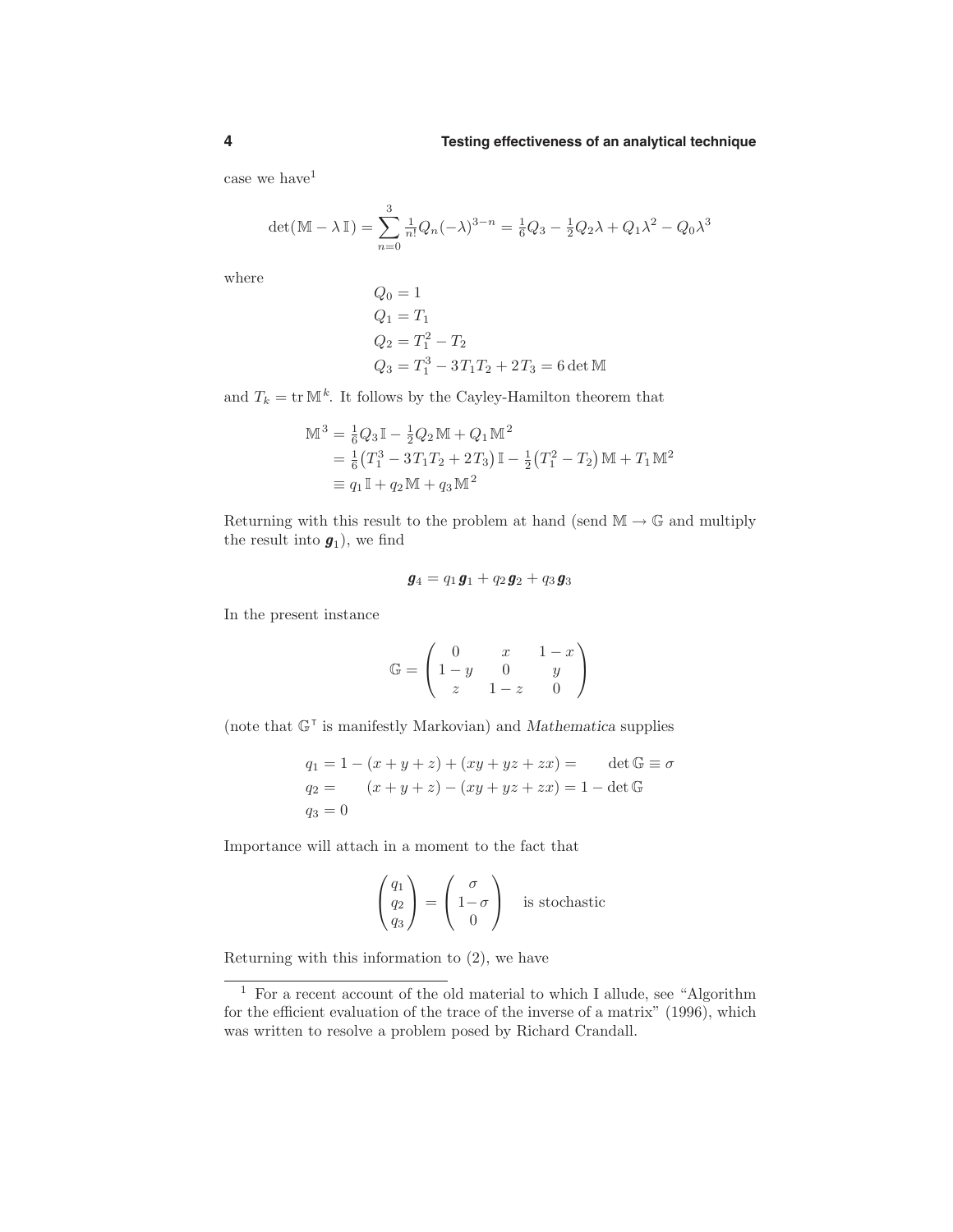case we have[1]

$$\det(\mathbb{M} - \lambda\,\mathbb{I}) = \sum_{n=0}^{3} \tfrac{1}{n!} Q_n (-\lambda)^{3-n} = \tfrac{1}{6}Q_3 - \tfrac{1}{2}Q_2\lambda + Q_1\lambda^2 - Q_0\lambda^3$$

where

$$\begin{aligned}
Q_0 &= 1\\
Q_1 &= T_1\\
Q_2 &= T_1^2 - T_2\\
Q_3 &= T_1^3 - 3T_1T_2 + 2T_3 = 6\det\mathbb{M}
\end{aligned}$$

and $T_k = \operatorname{tr}\mathbb{M}^k$. It follows by the Cayley-Hamilton theorem that

$$\begin{aligned}
\mathbb{M}^3 &= \tfrac{1}{6}Q_3\,\mathbb{I} - \tfrac{1}{2}Q_2\,\mathbb{M} + Q_1\,\mathbb{M}^2\\
&= \tfrac{1}{6}\big(T_1^3 - 3T_1T_2 + 2T_3\big)\,\mathbb{I} - \tfrac{1}{2}\big(T_1^2 - T_2\big)\,\mathbb{M} + T_1\,\mathbb{M}^2\\
&\equiv q_1\,\mathbb{I} + q_2\,\mathbb{M} + q_3\,\mathbb{M}^2
\end{aligned}$$

Returning with this result to the problem at hand (send $\mathbb{M} \to \mathbb{G}$ and multiply the result into $\boldsymbol{g}_1$), we find

$$\boldsymbol{g}_4 = q_1\,\boldsymbol{g}_1 + q_2\,\boldsymbol{g}_2 + q_3\,\boldsymbol{g}_3$$

In the present instance

$$\mathbb{G} = \begin{pmatrix} 0 & x & 1-x\\ 1-y & 0 & y\\ z & 1-z & 0 \end{pmatrix}$$

(note that $\mathbb{G}^\mathsf{T}$ is manifestly Markovian) and *Mathematica* supplies

$$\begin{aligned}
q_1 &= 1 - (x+y+z) + (xy+yz+zx) = \quad \det\mathbb{G} \equiv \sigma\\
q_2 &= \quad\;\; (x+y+z) - (xy+yz+zx) = 1 - \det\mathbb{G}\\
q_3 &= 0
\end{aligned}$$

Importance will attach in a moment to the fact that

$$\begin{pmatrix} q_1\\ q_2\\ q_3 \end{pmatrix} = \begin{pmatrix} \sigma\\ 1-\sigma\\ 0 \end{pmatrix} \quad \text{is stochastic}$$

Returning with this information to (2), we have

[1] For a recent account of the old material to which I allude, see "Algorithm for the efficient evaluation of the trace of the inverse of a matrix" (1996), which was written to resolve a problem posed by Richard Crandall.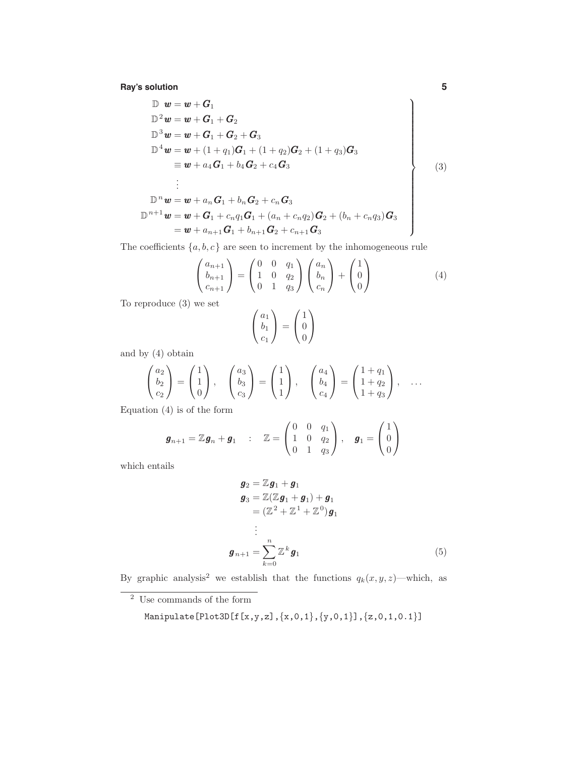$$
\left.
\begin{aligned}
\mathbb{D}\ \boldsymbol{w} &= \boldsymbol{w} + \boldsymbol{G}_1\\
\mathbb{D}^2\boldsymbol{w} &= \boldsymbol{w} + \boldsymbol{G}_1 + \boldsymbol{G}_2\\
\mathbb{D}^3\boldsymbol{w} &= \boldsymbol{w} + \boldsymbol{G}_1 + \boldsymbol{G}_2 + \boldsymbol{G}_3\\
\mathbb{D}^4\boldsymbol{w} &= \boldsymbol{w} + (1+q_1)\boldsymbol{G}_1 + (1+q_2)\boldsymbol{G}_2 + (1+q_3)\boldsymbol{G}_3\\
&\equiv \boldsymbol{w} + a_4\boldsymbol{G}_1 + b_4\boldsymbol{G}_2 + c_4\boldsymbol{G}_3\\
&\ \ \vdots\\
\mathbb{D}^n\boldsymbol{w} &= \boldsymbol{w} + a_n\boldsymbol{G}_1 + b_n\boldsymbol{G}_2 + c_n\boldsymbol{G}_3\\
\mathbb{D}^{n+1}\boldsymbol{w} &= \boldsymbol{w} + \boldsymbol{G}_1 + c_n q_1\boldsymbol{G}_1 + (a_n + c_n q_2)\boldsymbol{G}_2 + (b_n + c_n q_3)\boldsymbol{G}_3\\
&= \boldsymbol{w} + a_{n+1}\boldsymbol{G}_1 + b_{n+1}\boldsymbol{G}_2 + c_{n+1}\boldsymbol{G}_3
\end{aligned}
\right\} \tag{3}
$$

The coefficients $\{a, b, c\}$ are seen to increment by the inhomogeneous rule

$$
\begin{pmatrix} a_{n+1}\\ b_{n+1}\\ c_{n+1}\end{pmatrix} = \begin{pmatrix} 0 & 0 & q_1\\ 1 & 0 & q_2\\ 0 & 1 & q_3\end{pmatrix}\begin{pmatrix} a_n\\ b_n\\ c_n\end{pmatrix} + \begin{pmatrix} 1\\ 0\\ 0\end{pmatrix} \tag{4}
$$

To reproduce (3) we set

$$
\begin{pmatrix} a_1\\ b_1\\ c_1\end{pmatrix} = \begin{pmatrix} 1\\ 0\\ 0\end{pmatrix}
$$

and by (4) obtain

$$
\begin{pmatrix} a_2\\ b_2\\ c_2\end{pmatrix} = \begin{pmatrix} 1\\ 1\\ 0\end{pmatrix}, \quad \begin{pmatrix} a_3\\ b_3\\ c_3\end{pmatrix} = \begin{pmatrix} 1\\ 1\\ 1\end{pmatrix}, \quad \begin{pmatrix} a_4\\ b_4\\ c_4\end{pmatrix} = \begin{pmatrix} 1+q_1\\ 1+q_2\\ 1+q_3\end{pmatrix}, \quad \ldots
$$

Equation (4) is of the form

$$
\boldsymbol{g}_{n+1} = \mathbb{Z}\boldsymbol{g}_n + \boldsymbol{g}_1 \quad : \quad \mathbb{Z} = \begin{pmatrix} 0 & 0 & q_1\\ 1 & 0 & q_2\\ 0 & 1 & q_3\end{pmatrix}, \quad \boldsymbol{g}_1 = \begin{pmatrix} 1\\ 0\\ 0\end{pmatrix}
$$

which entails

$$
\begin{aligned}
\boldsymbol{g}_2 &= \mathbb{Z}\boldsymbol{g}_1 + \boldsymbol{g}_1\\
\boldsymbol{g}_3 &= \mathbb{Z}(\mathbb{Z}\boldsymbol{g}_1 + \boldsymbol{g}_1) + \boldsymbol{g}_1\\
&= (\mathbb{Z}^2 + \mathbb{Z}^1 + \mathbb{Z}^0)\boldsymbol{g}_1\\
&\ \ \vdots\\
\boldsymbol{g}_{n+1} &= \sum_{k=0}^{n} \mathbb{Z}^k \boldsymbol{g}_1
\end{aligned} \tag{5}
$$

By graphic analysis[2] we establish that the functions $q_k(x, y, z)$—which, as

---

[2] Use commands of the form

```
Manipulate[Plot3D[f[x,y,z],{x,0,1},{y,0,1}],{z,0,1,0.1}]
```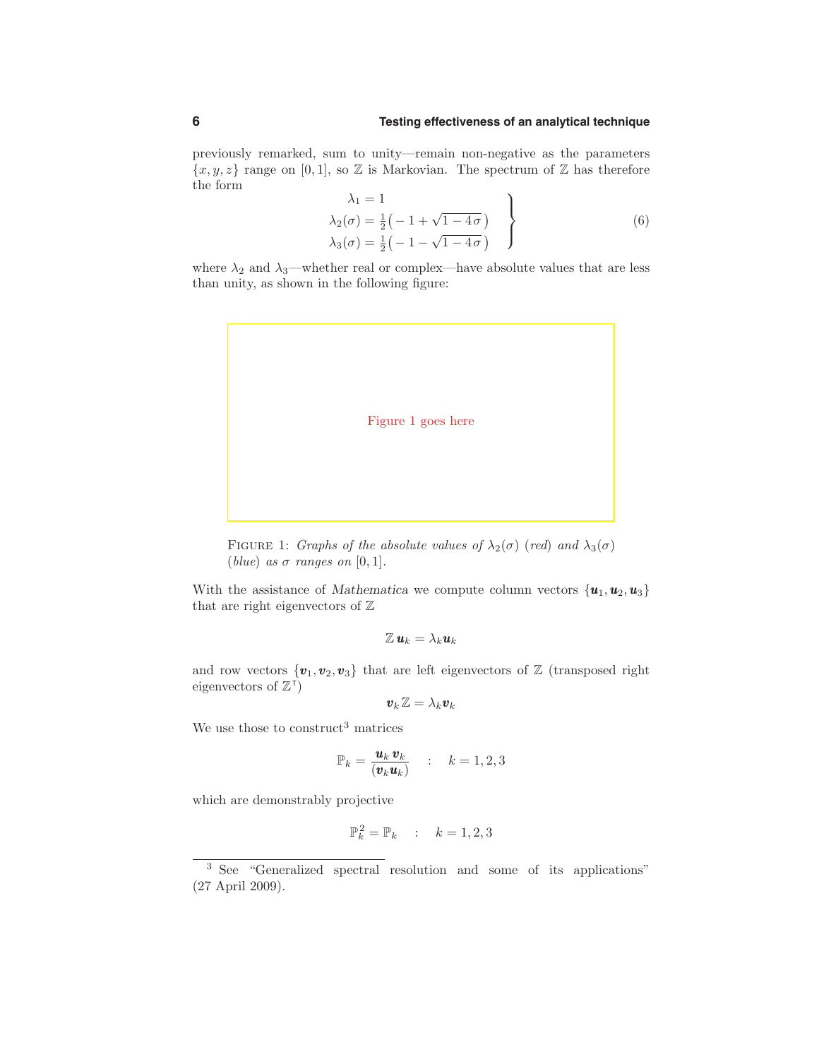previously remarked, sum to unity—remain non-negative as the parameters $\{x, y, z\}$ range on $[0, 1]$, so $\mathbb{Z}$ is Markovian. The spectrum of $\mathbb{Z}$ has therefore the form

$$
\left.
\begin{aligned}
\lambda_1 &= 1 \\
\lambda_2(\sigma) &= \tfrac{1}{2}\big(-1 + \sqrt{1 - 4\sigma}\,\big) \\
\lambda_3(\sigma) &= \tfrac{1}{2}\big(-1 - \sqrt{1 - 4\sigma}\,\big)
\end{aligned}
\right\}
\tag{6}
$$

where $\lambda_2$ and $\lambda_3$—whether real or complex—have absolute values that are less than unity, as shown in the following figure:

Figure 1 goes here

FIGURE 1: *Graphs of the absolute values of* $\lambda_2(\sigma)$ (*red*) *and* $\lambda_3(\sigma)$ (*blue*) *as* $\sigma$ *ranges on* $[0, 1]$.

With the assistance of *Mathematica* we compute column vectors $\{\boldsymbol{u}_1, \boldsymbol{u}_2, \boldsymbol{u}_3\}$ that are right eigenvectors of $\mathbb{Z}$

$$
\mathbb{Z}\,\boldsymbol{u}_k = \lambda_k \boldsymbol{u}_k
$$

and row vectors $\{\boldsymbol{v}_1, \boldsymbol{v}_2, \boldsymbol{v}_3\}$ that are left eigenvectors of $\mathbb{Z}$ (transposed right eigenvectors of $\mathbb{Z}^{\intercal}$)

$$
\boldsymbol{v}_k\,\mathbb{Z} = \lambda_k \boldsymbol{v}_k
$$

We use those to construct[3] matrices

$$
\mathbb{P}_k = \frac{\boldsymbol{u}_k\,\boldsymbol{v}_k}{(\boldsymbol{v}_k \boldsymbol{u}_k)} \quad : \quad k = 1, 2, 3
$$

which are demonstrably projective

$$
\mathbb{P}_k^2 = \mathbb{P}_k \quad : \quad k = 1, 2, 3
$$

[3] See "Generalized spectral resolution and some of its applications" (27 April 2009).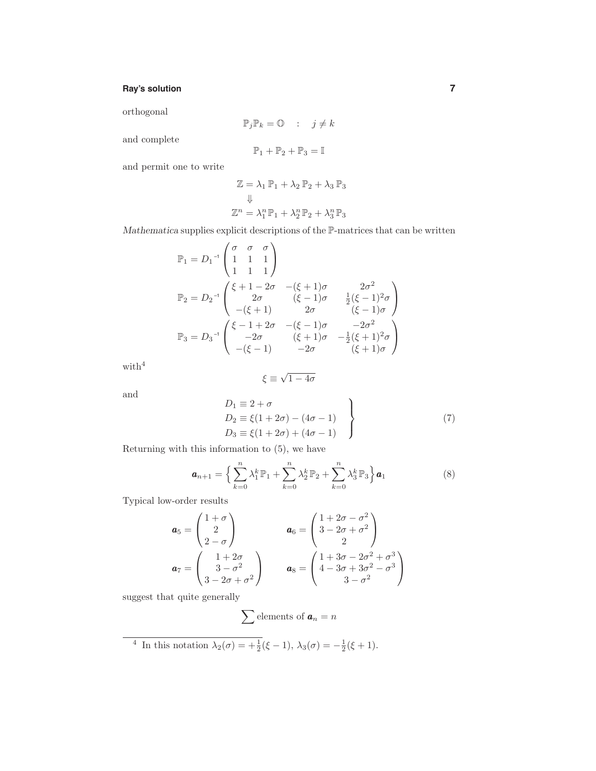orthogonal

$$\mathbb{P}_j\mathbb{P}_k = \mathbb{O} \quad : \quad j \neq k$$

and complete

$$\mathbb{P}_1 + \mathbb{P}_2 + \mathbb{P}_3 = \mathbb{I}$$

and permit one to write

$$\begin{gathered}
\mathbb{Z} = \lambda_1\,\mathbb{P}_1 + \lambda_2\,\mathbb{P}_2 + \lambda_3\,\mathbb{P}_3 \\
\Downarrow \\
\mathbb{Z}^n = \lambda_1^n\,\mathbb{P}_1 + \lambda_2^n\,\mathbb{P}_2 + \lambda_3^n\,\mathbb{P}_3
\end{gathered}$$

*Mathematica* supplies explicit descriptions of the $\mathbb{P}$-matrices that can be written

$$\mathbb{P}_1 = D_1^{-1}\begin{pmatrix} \sigma & \sigma & \sigma \\ 1 & 1 & 1 \\ 1 & 1 & 1 \end{pmatrix}$$

$$\mathbb{P}_2 = D_2^{-1}\begin{pmatrix} \xi + 1 - 2\sigma & -(\xi+1)\sigma & 2\sigma^2 \\ 2\sigma & (\xi-1)\sigma & \frac{1}{2}(\xi-1)^2\sigma \\ -(\xi+1) & 2\sigma & (\xi-1)\sigma \end{pmatrix}$$

$$\mathbb{P}_3 = D_3^{-1}\begin{pmatrix} \xi - 1 + 2\sigma & -(\xi-1)\sigma & -2\sigma^2 \\ -2\sigma & (\xi+1)\sigma & -\frac{1}{2}(\xi+1)^2\sigma \\ -(\xi-1) & -2\sigma & (\xi+1)\sigma \end{pmatrix}$$

with[4]

$$\xi \equiv \sqrt{1 - 4\sigma}$$

and

$$\left.\begin{aligned}
D_1 &\equiv 2 + \sigma \\
D_2 &\equiv \xi(1+2\sigma) - (4\sigma - 1) \\
D_3 &\equiv \xi(1+2\sigma) + (4\sigma - 1)
\end{aligned}\right\} \tag{7}$$

Returning with this information to (5), we have

$$\boldsymbol{a}_{n+1} = \Big\{\sum_{k=0}^{n}\lambda_1^k\mathbb{P}_1 + \sum_{k=0}^{n}\lambda_2^k\mathbb{P}_2 + \sum_{k=0}^{n}\lambda_3^k\mathbb{P}_3\Big\}\boldsymbol{a}_1 \tag{8}$$

Typical low-order results

$$\boldsymbol{a}_5 = \begin{pmatrix} 1+\sigma \\ 2 \\ 2-\sigma \end{pmatrix} \qquad \boldsymbol{a}_6 = \begin{pmatrix} 1+2\sigma-\sigma^2 \\ 3-2\sigma+\sigma^2 \\ 2 \end{pmatrix}$$

$$\boldsymbol{a}_7 = \begin{pmatrix} 1+2\sigma \\ 3-\sigma^2 \\ 3-2\sigma+\sigma^2 \end{pmatrix} \qquad \boldsymbol{a}_8 = \begin{pmatrix} 1+3\sigma-2\sigma^2+\sigma^3 \\ 4-3\sigma+3\sigma^2-\sigma^3 \\ 3-\sigma^2 \end{pmatrix}$$

suggest that quite generally

$$\sum \text{elements of } \boldsymbol{a}_n = n$$

[4] In this notation $\lambda_2(\sigma) = +\frac{1}{2}(\xi - 1)$, $\lambda_3(\sigma) = -\frac{1}{2}(\xi + 1)$.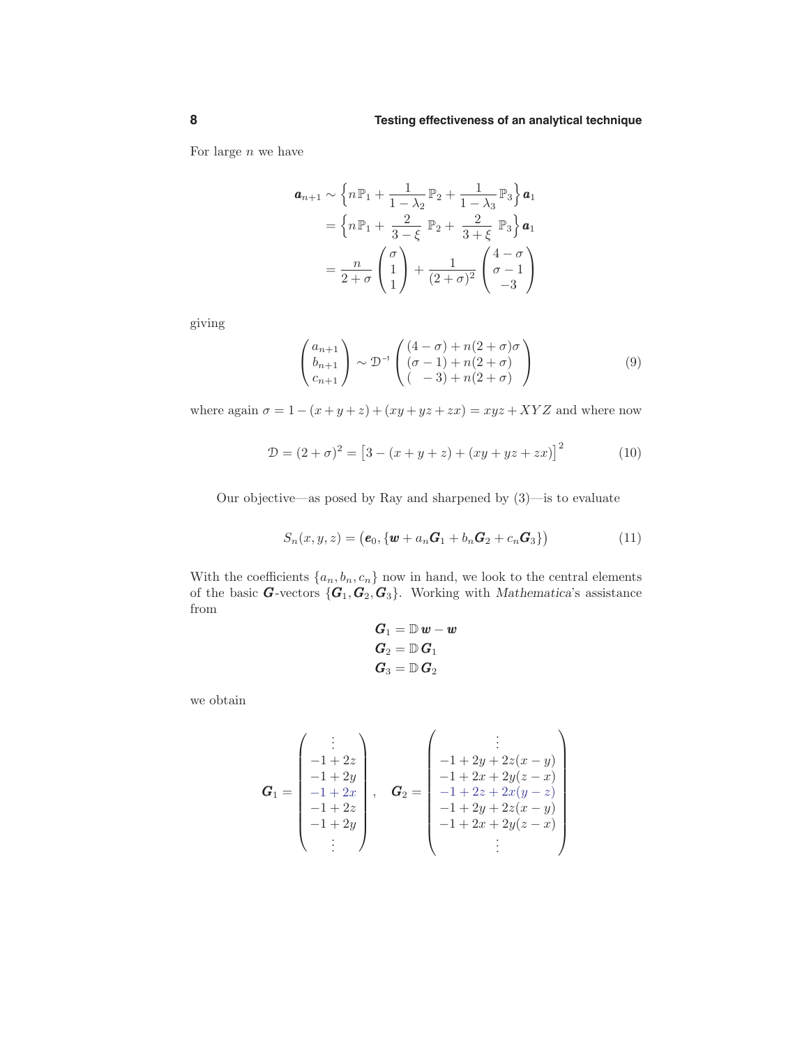For large $n$ we have

$$
\begin{aligned}
\boldsymbol{a}_{n+1} &\sim \Big\{ n\,\mathbb{P}_1 + \frac{1}{1-\lambda_2}\,\mathbb{P}_2 + \frac{1}{1-\lambda_3}\,\mathbb{P}_3 \Big\}\,\boldsymbol{a}_1 \\
&= \Big\{ n\,\mathbb{P}_1 + \frac{2}{3-\xi}\,\mathbb{P}_2 + \frac{2}{3+\xi}\,\mathbb{P}_3 \Big\}\,\boldsymbol{a}_1 \\
&= \frac{n}{2+\sigma}\begin{pmatrix}\sigma\\1\\1\end{pmatrix} + \frac{1}{(2+\sigma)^2}\begin{pmatrix}4-\sigma\\ \sigma-1\\ -3\end{pmatrix}
\end{aligned}
$$

giving

$$
\begin{pmatrix} a_{n+1}\\ b_{n+1}\\ c_{n+1}\end{pmatrix} \sim \mathcal{D}^{-1}\begin{pmatrix}(4-\sigma)+n(2+\sigma)\sigma\\ (\sigma-1)+n(2+\sigma)\\ (\ \ -3)+n(2+\sigma)\end{pmatrix} \tag{9}
$$

where again $\sigma = 1-(x+y+z)+(xy+yz+zx) = xyz + XYZ$ and where now

$$
\mathcal{D} = (2+\sigma)^2 = \big[3-(x+y+z)+(xy+yz+zx)\big]^2 \tag{10}
$$

Our objective—as posed by Ray and sharpened by (3)—is to evaluate

$$
S_n(x,y,z) = \big(\boldsymbol{e}_0, \{\boldsymbol{w} + a_n\boldsymbol{G}_1 + b_n\boldsymbol{G}_2 + c_n\boldsymbol{G}_3\}\big) \tag{11}
$$

With the coefficients $\{a_n, b_n, c_n\}$ now in hand, we look to the central elements of the basic $\boldsymbol{G}$-vectors $\{\boldsymbol{G}_1, \boldsymbol{G}_2, \boldsymbol{G}_3\}$. Working with *Mathematica*'s assistance from

$$
\begin{aligned}
\boldsymbol{G}_1 &= \mathbb{D}\,\boldsymbol{w} - \boldsymbol{w}\\
\boldsymbol{G}_2 &= \mathbb{D}\,\boldsymbol{G}_1\\
\boldsymbol{G}_3 &= \mathbb{D}\,\boldsymbol{G}_2
\end{aligned}
$$

we obtain

$$
\boldsymbol{G}_1 = \begin{pmatrix}\vdots\\ -1+2z\\ -1+2y\\ -1+2x\\ -1+2z\\ -1+2y\\ \vdots\end{pmatrix},\quad
\boldsymbol{G}_2 = \begin{pmatrix}\vdots\\ -1+2y+2z(x-y)\\ -1+2x+2y(z-x)\\ -1+2z+2x(y-z)\\ -1+2y+2z(x-y)\\ -1+2x+2y(z-x)\\ \vdots\end{pmatrix}
$$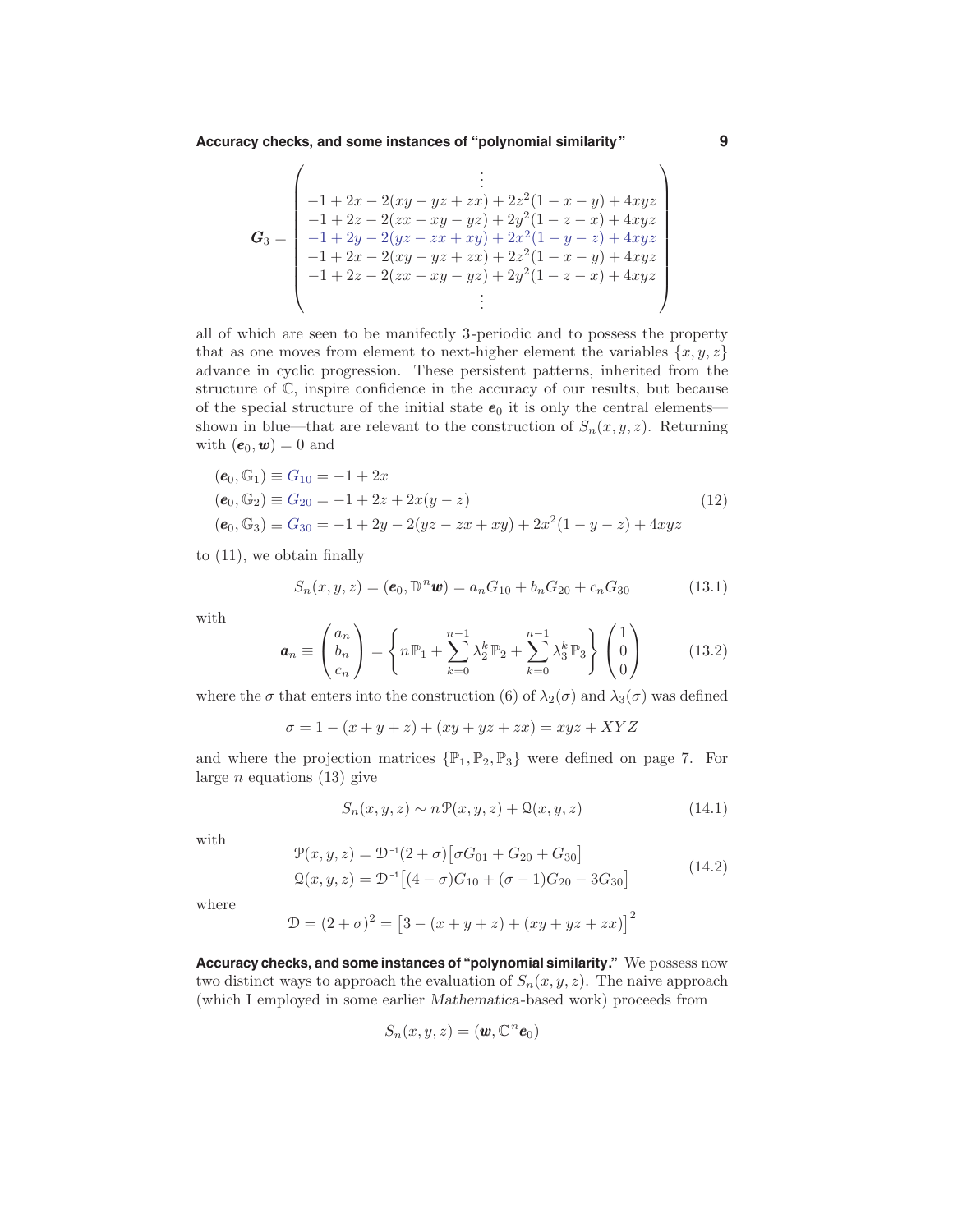$$
\boldsymbol{G}_3 = \begin{pmatrix} \vdots \\ -1+2x-2(xy-yz+zx)+2z^2(1-x-y)+4xyz \\ -1+2z-2(zx-xy-yz)+2y^2(1-z-x)+4xyz \\ -1+2y-2(yz-zx+xy)+2x^2(1-y-z)+4xyz \\ -1+2x-2(xy-yz+zx)+2z^2(1-x-y)+4xyz \\ -1+2z-2(zx-xy-yz)+2y^2(1-z-x)+4xyz \\ \vdots \end{pmatrix}
$$

all of which are seen to be manifectly 3-periodic and to possess the property that as one moves from element to next-higher element the variables $\{x, y, z\}$ advance in cyclic progression. These persistent patterns, inherited from the structure of $\mathbb{C}$, inspire confidence in the accuracy of our results, but because of the special structure of the initial state $\boldsymbol{e}_0$ it is only the central elements—shown in blue—that are relevant to the construction of $S_n(x, y, z)$. Returning with $(\boldsymbol{e}_0, \boldsymbol{w}) = 0$ and

$$
\begin{aligned}
(\boldsymbol{e}_0, \mathbb{G}_1) &\equiv G_{10} = -1 + 2x \\
(\boldsymbol{e}_0, \mathbb{G}_2) &\equiv G_{20} = -1 + 2z + 2x(y - z) \\
(\boldsymbol{e}_0, \mathbb{G}_3) &\equiv G_{30} = -1 + 2y - 2(yz - zx + xy) + 2x^2(1 - y - z) + 4xyz
\end{aligned} \tag{12}
$$

to (11), we obtain finally

$$
S_n(x, y, z) = (\boldsymbol{e}_0, \mathbb{D}^n \boldsymbol{w}) = a_n G_{10} + b_n G_{20} + c_n G_{30} \tag{13.1}
$$

with

$$
\boldsymbol{a}_n \equiv \begin{pmatrix} a_n \\ b_n \\ c_n \end{pmatrix} = \left\{ n\,\mathbb{P}_1 + \sum_{k=0}^{n-1} \lambda_2^k \mathbb{P}_2 + \sum_{k=0}^{n-1} \lambda_3^k \mathbb{P}_3 \right\} \begin{pmatrix} 1 \\ 0 \\ 0 \end{pmatrix} \tag{13.2}
$$

where the $\sigma$ that enters into the construction (6) of $\lambda_2(\sigma)$ and $\lambda_3(\sigma)$ was defined

$$
\sigma = 1 - (x + y + z) + (xy + yz + zx) = xyz + XYZ
$$

and where the projection matrices $\{\mathbb{P}_1, \mathbb{P}_2, \mathbb{P}_3\}$ were defined on page 7. For large $n$ equations (13) give

$$
S_n(x, y, z) \sim n\,\mathcal{P}(x, y, z) + \mathcal{Q}(x, y, z) \tag{14.1}
$$

with

$$
\begin{aligned}
\mathcal{P}(x, y, z) &= \mathcal{D}^{-1}(2 + \sigma)\big[\sigma G_{01} + G_{20} + G_{30}\big] \\
\mathcal{Q}(x, y, z) &= \mathcal{D}^{-1}\big[(4 - \sigma)G_{10} + (\sigma - 1)G_{20} - 3G_{30}\big]
\end{aligned} \tag{14.2}
$$

where

$$
\mathcal{D} = (2 + \sigma)^2 = \big[3 - (x + y + z) + (xy + yz + zx)\big]^2
$$

**Accuracy checks, and some instances of "polynomial similarity."** We possess now two distinct ways to approach the evaluation of $S_n(x, y, z)$. The naive approach (which I employed in some earlier *Mathematica*-based work) proceeds from

$$
S_n(x, y, z) = (\boldsymbol{w}, \mathbb{C}^n \boldsymbol{e}_0)
$$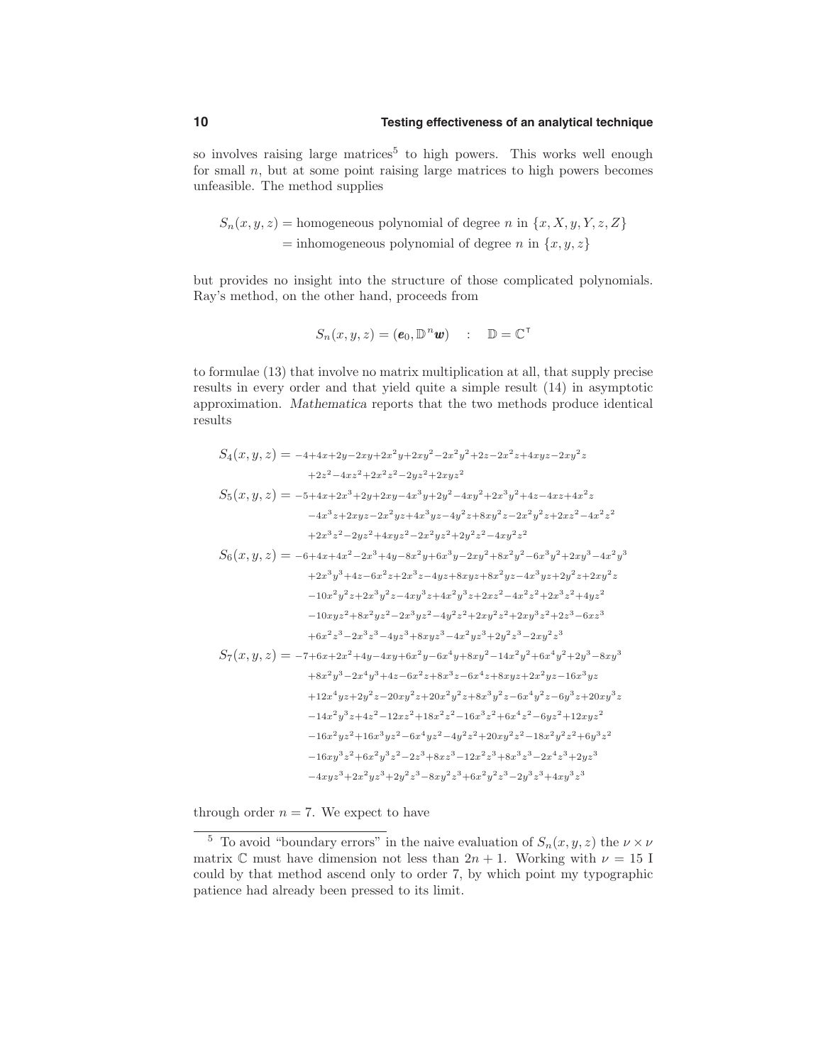so involves raising large matrices[5] to high powers. This works well enough for small $n$, but at some point raising large matrices to high powers becomes unfeasible. The method supplies

$$
\begin{aligned}
S_n(x,y,z) &= \text{homogeneous polynomial of degree } n \text{ in } \{x,X,y,Y,z,Z\} \\
&= \text{inhomogeneous polynomial of degree } n \text{ in } \{x,y,z\}
\end{aligned}
$$

but provides no insight into the structure of those complicated polynomials. Ray's method, on the other hand, proceeds from

$$
S_n(x,y,z) = (\boldsymbol{e}_0, \mathbb{D}^n \boldsymbol{w}) \quad : \quad \mathbb{D} = \mathbb{C}^{\mathsf{T}}
$$

to formulae (13) that involve no matrix multiplication at all, that supply precise results in every order and that yield quite a simple result (14) in asymptotic approximation. *Mathematica* reports that the two methods produce identical results

$$
\begin{aligned}
S_4(x,y,z) = {}& -4+4x+2y-2xy+2x^2y+2xy^2-2x^2y^2+2z-2x^2z+4xyz-2xy^2z \\
&+2z^2-4xz^2+2x^2z^2-2yz^2+2xyz^2 \\
S_5(x,y,z) = {}& -5+4x+2x^3+2y+2xy-4x^3y+2y^2-4xy^2+2x^3y^2+4z-4xz+4x^2z \\
&-4x^3z+2xyz-2x^2yz+4x^3yz-4y^2z+8xy^2z-2x^2y^2z+2xz^2-4x^2z^2 \\
&+2x^3z^2-2yz^2+4xyz^2-2x^2yz^2+2y^2z^2-4xy^2z^2 \\
S_6(x,y,z) = {}& -6+4x+4x^2-2x^3+4y-8x^2y+6x^3y-2xy^2+8x^2y^2-6x^3y^2+2xy^3-4x^2y^3 \\
&+2x^3y^3+4z-6x^2z+2x^3z-4yz+8xyz+8x^2yz-4x^3yz+2y^2z+2xy^2z \\
&-10x^2y^2z+2x^3y^2z-4xy^3z+4x^2y^3z+2xz^2-4x^2z^2+2x^3z^2+4yz^2 \\
&-10xyz^2+8x^2yz^2-2x^3yz^2-4y^2z^2+2xy^2z^2+2xy^3z^2+2z^3-6xz^3 \\
&+6x^2z^3-2x^3z^3-4yz^3+8xyz^3-4x^2yz^3+2y^2z^3-2xy^2z^3 \\
S_7(x,y,z) = {}& -7+6x+2x^2+4y-4xy+6x^2y-6x^4y+8xy^2-14x^2y^2+6x^4y^2+2y^3-8xy^3 \\
&+8x^2y^3-2x^4y^3+4z-6x^2z+8x^3z-6x^4z+8xyz+2x^2yz-16x^3yz \\
&+12x^4yz+2y^2z-20xy^2z+20x^2y^2z+8x^3y^2z-6x^4y^2z-6y^3z+20xy^3z \\
&-14x^2y^3z+4z^2-12xz^2+18x^2z^2-16x^3z^2+6x^4z^2-6yz^2+12xyz^2 \\
&-16x^2yz^2+16x^3yz^2-6x^4yz^2-4y^2z^2+20xy^2z^2-18x^2y^2z^2+6y^3z^2 \\
&-16xy^3z^2+6x^2y^3z^2-2z^3+8xz^3-12x^2z^3+8x^3z^3-2x^4z^3+2yz^3 \\
&-4xyz^3+2x^2yz^3+2y^2z^3-8xy^2z^3+6x^2y^2z^3-2y^3z^3+4xy^3z^3
\end{aligned}
$$

through order $n = 7$. We expect to have

---

[5] To avoid "boundary errors" in the naive evaluation of $S_n(x,y,z)$ the $\nu \times \nu$ matrix $\mathbb{C}$ must have dimension not less than $2n+1$. Working with $\nu = 15$ I could by that method ascend only to order 7, by which point my typographic patience had already been pressed to its limit.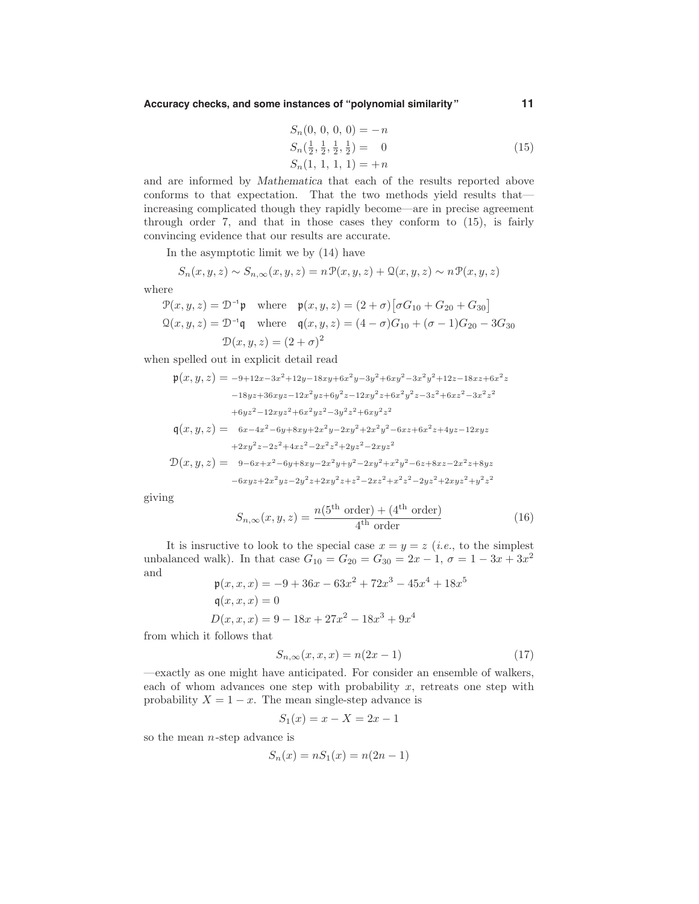$$S_n(0,\,0,\,0,\,0) = -n$$
$$S_n(\tfrac{1}{2},\,\tfrac{1}{2},\,\tfrac{1}{2},\,\tfrac{1}{2}) = \quad 0 \tag{15}$$
$$S_n(1,\,1,\,1,\,1) = +n$$

and are informed by *Mathematica* that each of the results reported above conforms to that expectation. That the two methods yield results that—increasing complicated though they rapidly become—are in precise agreement through order 7, and that in those cases they conform to (15), is fairly convincing evidence that our results are accurate.

In the asymptotic limit we by (14) have

$$S_n(x,y,z) \sim S_{n,\infty}(x,y,z) = n\,\mathcal{P}(x,y,z) + \mathcal{Q}(x,y,z) \sim n\,\mathcal{P}(x,y,z)$$

where

$$\mathcal{P}(x,y,z) = \mathcal{D}^{-1}\mathfrak{p} \quad \text{where} \quad \mathfrak{p}(x,y,z) = (2+\sigma)\big[\sigma G_{10} + G_{20} + G_{30}\big]$$
$$\mathcal{Q}(x,y,z) = \mathcal{D}^{-1}\mathfrak{q} \quad \text{where} \quad \mathfrak{q}(x,y,z) = (4-\sigma)G_{10} + (\sigma-1)G_{20} - 3G_{30}$$
$$\mathcal{D}(x,y,z) = (2+\sigma)^2$$

when spelled out in explicit detail read

$$\begin{aligned}
\mathfrak{p}(x,y,z) = {} & -9+12x-3x^2+12y-18xy+6x^2y-3y^2+6xy^2-3x^2y^2+12z-18xz+6x^2z \\
& -18yz+36xyz-12x^2yz+6y^2z-12xy^2z+6x^2y^2z-3z^2+6xz^2-3x^2z^2 \\
& +6yz^2-12xyz^2+6x^2yz^2-3y^2z^2+6xy^2z^2 \\
\mathfrak{q}(x,y,z) = {} & \;6x-4x^2-6y+8xy+2x^2y-2xy^2+2x^2y^2-6xz+6x^2z+4yz-12xyz \\
& +2xy^2z-2z^2+4xz^2-2x^2z^2+2yz^2-2xyz^2 \\
\mathcal{D}(x,y,z) = {} & \;9-6x+x^2-6y+8xy-2x^2y+y^2-2xy^2+x^2y^2-6z+8xz-2x^2z+8yz \\
& -6xyz+2x^2yz-2y^2z+2xy^2z+z^2-2xz^2+x^2z^2-2yz^2+2xyz^2+y^2z^2
\end{aligned}$$

giving

$$S_{n,\infty}(x,y,z) = \frac{n(5^{\text{th}}\text{ order}) + (4^{\text{th}}\text{ order})}{4^{\text{th}}\text{ order}} \tag{16}$$

It is insructive to look to the special case $x = y = z$ (*i.e.*, to the simplest unbalanced walk). In that case $G_{10} = G_{20} = G_{30} = 2x - 1$, $\sigma = 1 - 3x + 3x^2$ and

$$\mathfrak{p}(x,x,x) = -9 + 36x - 63x^2 + 72x^3 - 45x^4 + 18x^5$$
$$\mathfrak{q}(x,x,x) = 0$$
$$D(x,x,x) = 9 - 18x + 27x^2 - 18x^3 + 9x^4$$

from which it follows that

$$S_{n,\infty}(x,x,x) = n(2x-1) \tag{17}$$

—exactly as one might have anticipated. For consider an ensemble of walkers, each of whom advances one step with probability $x$, retreats one step with probability $X = 1 - x$. The mean single-step advance is

$$S_1(x) = x - X = 2x - 1$$

so the mean $n$-step advance is

$$S_n(x) = nS_1(x) = n(2n-1)$$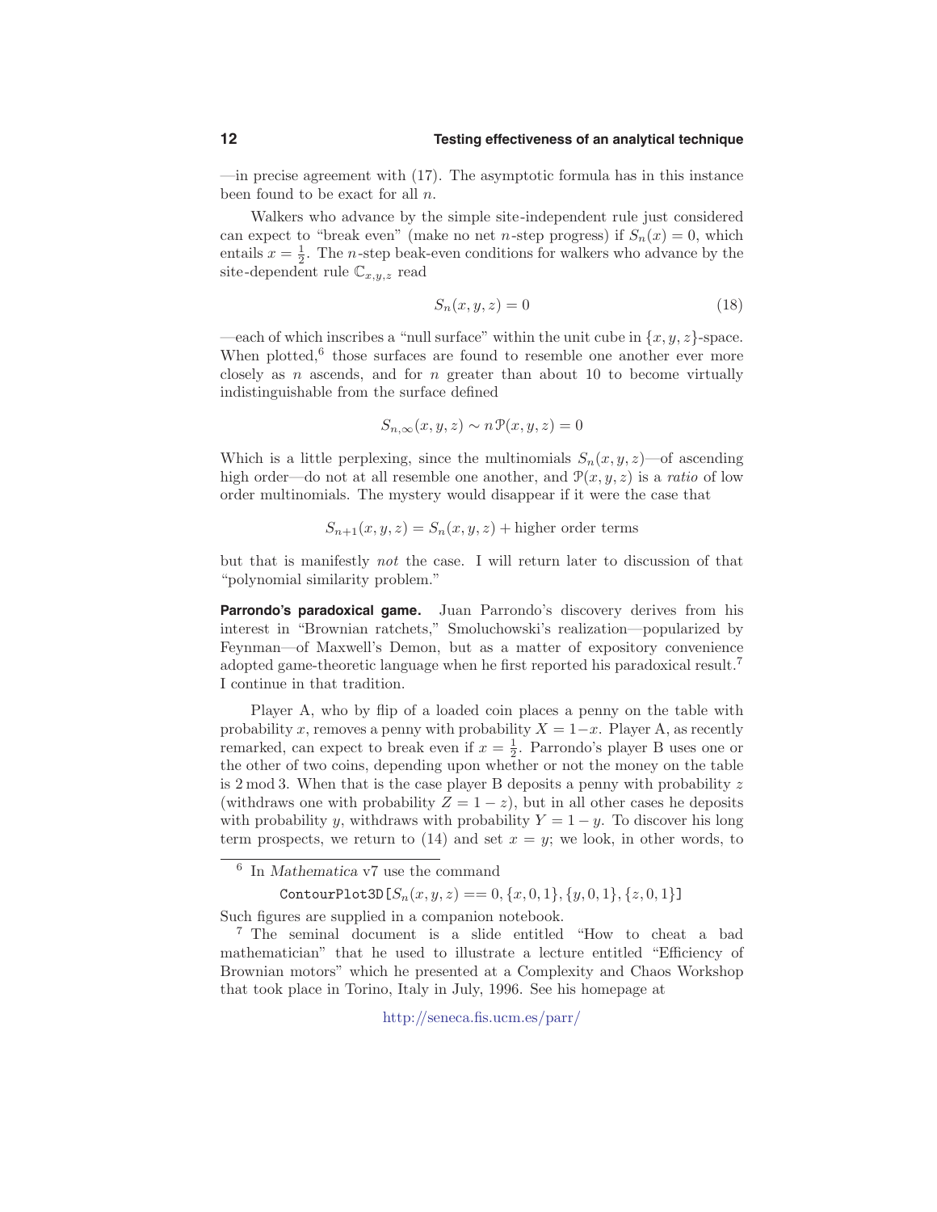—in precise agreement with (17). The asymptotic formula has in this instance been found to be exact for all $n$.

Walkers who advance by the simple site-independent rule just considered can expect to "break even" (make no net $n$-step progress) if $S_n(x) = 0$, which entails $x = \frac{1}{2}$. The $n$-step beak-even conditions for walkers who advance by the site-dependent rule $\mathbb{C}_{x,y,z}$ read

$$S_n(x, y, z) = 0 \tag{18}$$

—each of which inscribes a "null surface" within the unit cube in $\{x, y, z\}$-space. When plotted,[6] those surfaces are found to resemble one another ever more closely as $n$ ascends, and for $n$ greater than about 10 to become virtually indistinguishable from the surface defined

$$S_{n,\infty}(x, y, z) \sim n\,\mathcal{P}(x, y, z) = 0$$

Which is a little perplexing, since the multinomials $S_n(x, y, z)$—of ascending high order—do not at all resemble one another, and $\mathcal{P}(x, y, z)$ is a *ratio* of low order multinomials. The mystery would disappear if it were the case that

$$S_{n+1}(x, y, z) = S_n(x, y, z) + \text{higher order terms}$$

but that is manifestly *not* the case. I will return later to discussion of that "polynomial similarity problem."

**Parrondo's paradoxical game.** Juan Parrondo's discovery derives from his interest in "Brownian ratchets," Smoluchowski's realization—popularized by Feynman—of Maxwell's Demon, but as a matter of expository convenience adopted game-theoretic language when he first reported his paradoxical result.[7] I continue in that tradition.

Player A, who by flip of a loaded coin places a penny on the table with probability $x$, removes a penny with probability $X = 1-x$. Player A, as recently remarked, can expect to break even if $x = \frac{1}{2}$. Parrondo's player B uses one or the other of two coins, depending upon whether or not the money on the table is $2 \bmod 3$. When that is the case player B deposits a penny with probability $z$ (withdraws one with probability $Z = 1 - z$), but in all other cases he deposits with probability $y$, withdraws with probability $Y = 1 - y$. To discover his long term prospects, we return to (14) and set $x = y$; we look, in other words, to

---

[6] In *Mathematica* v7 use the command

ContourPlot3D$[S_n(x, y, z) == 0, \{x, 0, 1\}, \{y, 0, 1\}, \{z, 0, 1\}]$

Such figures are supplied in a companion notebook.

[7] The seminal document is a slide entitled "How to cheat a bad mathematician" that he used to illustrate a lecture entitled "Efficiency of Brownian motors" which he presented at a Complexity and Chaos Workshop that took place in Torino, Italy in July, 1996. See his homepage at

http://seneca.fis.ucm.es/parr/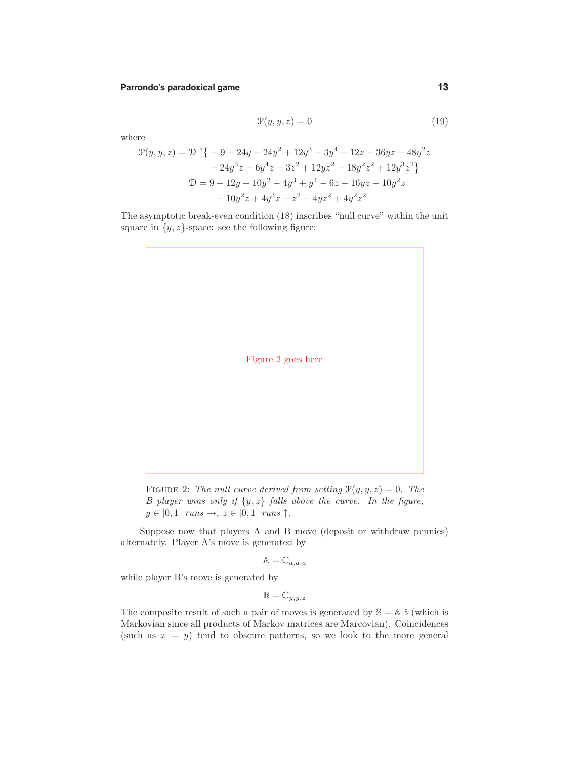$$\mathcal{P}(y, y, z) = 0 \tag{19}$$

where

$$\begin{aligned}
\mathcal{P}(y,y,z) = \mathcal{D}^{-1}\big\{ &-9 + 24y - 24y^2 + 12y^3 - 3y^4 + 12z - 36yz + 48y^2z \\
&- 24y^3z + 6y^4z - 3z^2 + 12yz^2 - 18y^2z^2 + 12y^3z^2 \big\} \\
\mathcal{D} = 9 &- 12y + 10y^2 - 4y^3 + y^4 - 6z + 16yz - 10y^2z \\
&- 10y^2z + 4y^3z + z^2 - 4yz^2 + 4y^2z^2
\end{aligned}$$

The asymptotic break-even condition (18) inscribes "null curve" within the unit square in $\{y, z\}$-space: see the following figure:

Figure 2 goes here

FIGURE 2: *The null curve derived from setting $\mathcal{P}(y, y, z) = 0$. The B player wins only if $\{y, z\}$ falls above the curve. In the figure, $y \in [0, 1]$ runs $\rightarrow$, $z \in [0, 1]$ runs $\uparrow$.*

Suppose now that players A and B move (deposit or withdraw pennies) alternately. Player A's move is generated by

$$\mathbb{A} = \mathbb{C}_{a,a,a}$$

while player B's move is generated by

$$\mathbb{B} = \mathbb{C}_{y,y,z}$$

The composite result of such a pair of moves is generated by $\mathbb{S} = \mathbb{A}\mathbb{B}$ (which is Markovian since all products of Markov matrices are Marcovian). Coincidences (such as $x = y$) tend to obscure patterns, so we look to the more general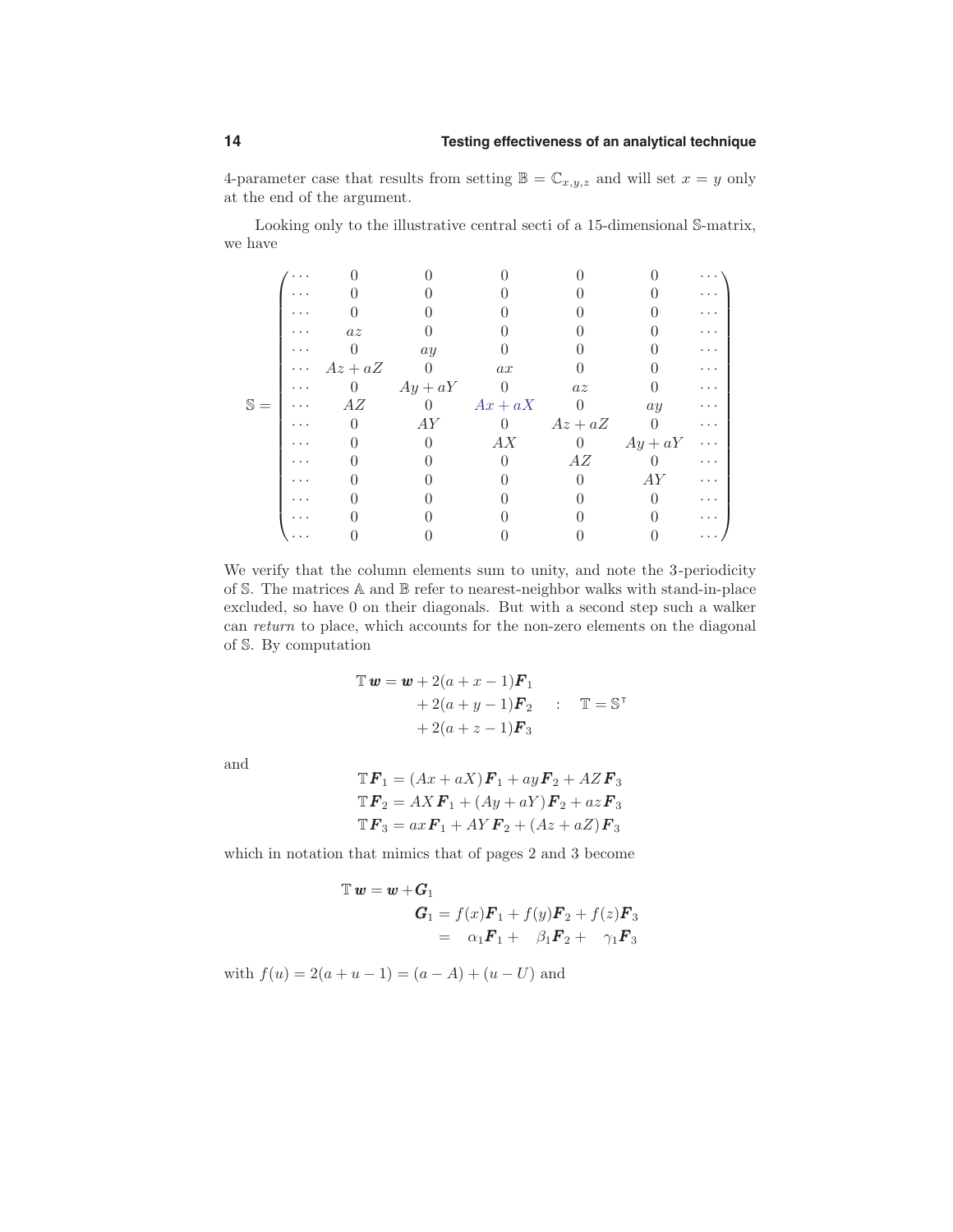4-parameter case that results from setting $\mathbb{B} = \mathbb{C}_{x,y,z}$ and will set $x = y$ only at the end of the argument.

Looking only to the illustrative central secti of a 15-dimensional $\mathbb{S}$-matrix, we have

$$
\mathbb{S} = \begin{pmatrix}
\cdots & 0 & 0 & 0 & 0 & 0 & \cdots \\
\cdots & 0 & 0 & 0 & 0 & 0 & \cdots \\
\cdots & 0 & 0 & 0 & 0 & 0 & \cdots \\
\cdots & az & 0 & 0 & 0 & 0 & \cdots \\
\cdots & 0 & ay & 0 & 0 & 0 & \cdots \\
\cdots & Az + aZ & 0 & ax & 0 & 0 & \cdots \\
\cdots & 0 & Ay + aY & 0 & az & 0 & \cdots \\
\cdots & AZ & 0 & Ax + aX & 0 & ay & \cdots \\
\cdots & 0 & AY & 0 & Az + aZ & 0 & \cdots \\
\cdots & 0 & 0 & AX & 0 & Ay + aY & \cdots \\
\cdots & 0 & 0 & 0 & AZ & 0 & \cdots \\
\cdots & 0 & 0 & 0 & 0 & AY & \cdots \\
\cdots & 0 & 0 & 0 & 0 & 0 & \cdots \\
\cdots & 0 & 0 & 0 & 0 & 0 & \cdots \\
\cdots & 0 & 0 & 0 & 0 & 0 & \cdots
\end{pmatrix}
$$

We verify that the column elements sum to unity, and note the 3-periodicity of $\mathbb{S}$. The matrices $\mathbb{A}$ and $\mathbb{B}$ refer to nearest-neighbor walks with stand-in-place excluded, so have 0 on their diagonals. But with a second step such a walker can *return* to place, which accounts for the non-zero elements on the diagonal of $\mathbb{S}$. By computation

$$
\begin{aligned}
\mathbb{T}\,\boldsymbol{w} = \boldsymbol{w} &+ 2(a + x - 1)\boldsymbol{F}_1 \\
&+ 2(a + y - 1)\boldsymbol{F}_2 \quad : \quad \mathbb{T} = \mathbb{S}^{\mathsf{T}} \\
&+ 2(a + z - 1)\boldsymbol{F}_3
\end{aligned}
$$

and

$$
\begin{aligned}
\mathbb{T}\boldsymbol{F}_1 &= (Ax + aX)\,\boldsymbol{F}_1 + ay\,\boldsymbol{F}_2 + AZ\,\boldsymbol{F}_3 \\
\mathbb{T}\boldsymbol{F}_2 &= AX\,\boldsymbol{F}_1 + (Ay + aY)\,\boldsymbol{F}_2 + az\,\boldsymbol{F}_3 \\
\mathbb{T}\boldsymbol{F}_3 &= ax\,\boldsymbol{F}_1 + AY\,\boldsymbol{F}_2 + (Az + aZ)\,\boldsymbol{F}_3
\end{aligned}
$$

which in notation that mimics that of pages 2 and 3 become

$$
\begin{aligned}
\mathbb{T}\,\boldsymbol{w} &= \boldsymbol{w} + \boldsymbol{G}_1 \\
\boldsymbol{G}_1 &= f(x)\boldsymbol{F}_1 + f(y)\boldsymbol{F}_2 + f(z)\boldsymbol{F}_3 \\
&= \quad \alpha_1\boldsymbol{F}_1 + \quad \beta_1\boldsymbol{F}_2 + \quad \gamma_1\boldsymbol{F}_3
\end{aligned}
$$

with $f(u) = 2(a + u - 1) = (a - A) + (u - U)$ and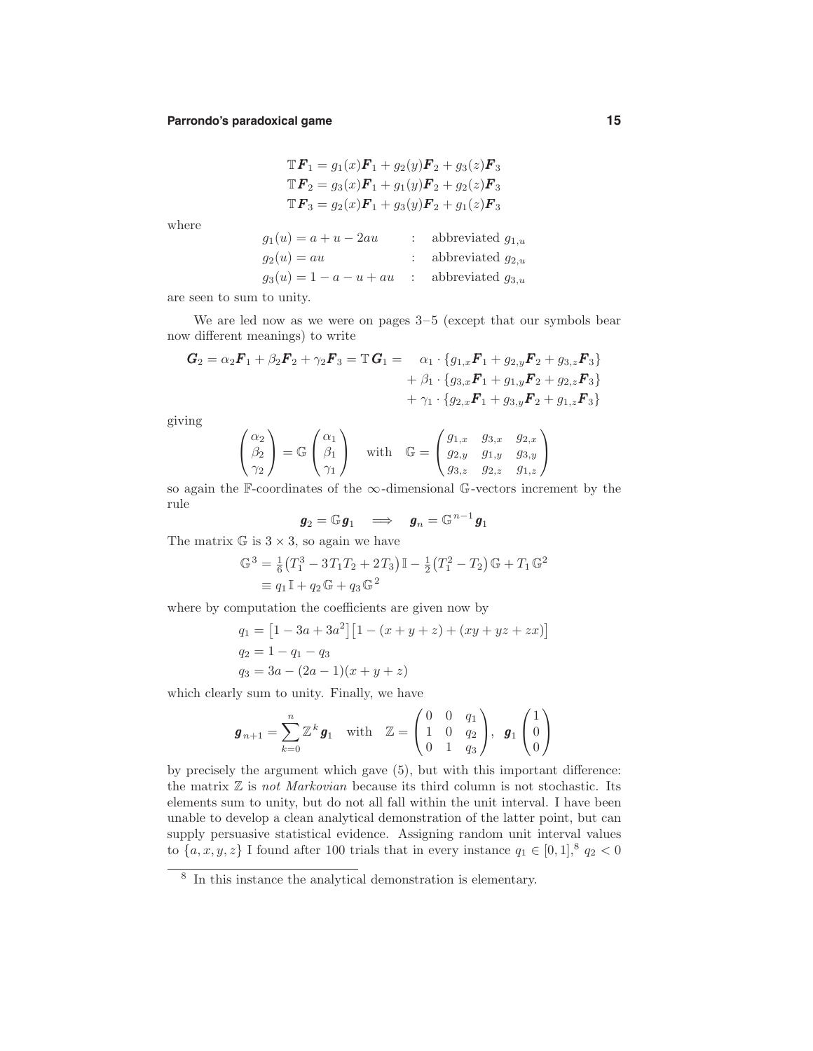$$
\begin{aligned}
\mathbb{T}\boldsymbol{F}_1 &= g_1(x)\boldsymbol{F}_1 + g_2(y)\boldsymbol{F}_2 + g_3(z)\boldsymbol{F}_3\\
\mathbb{T}\boldsymbol{F}_2 &= g_3(x)\boldsymbol{F}_1 + g_1(y)\boldsymbol{F}_2 + g_2(z)\boldsymbol{F}_3\\
\mathbb{T}\boldsymbol{F}_3 &= g_2(x)\boldsymbol{F}_1 + g_3(y)\boldsymbol{F}_2 + g_1(z)\boldsymbol{F}_3
\end{aligned}
$$

where

$$
\begin{aligned}
g_1(u) &= a + u - 2au &&: \text{ abbreviated } g_{1,u}\\
g_2(u) &= au &&: \text{ abbreviated } g_{2,u}\\
g_3(u) &= 1 - a - u + au &&: \text{ abbreviated } g_{3,u}
\end{aligned}
$$

are seen to sum to unity.

We are led now as we were on pages 3–5 (except that our symbols bear now different meanings) to write

$$
\begin{aligned}
\boldsymbol{G}_2 = \alpha_2\boldsymbol{F}_1 + \beta_2\boldsymbol{F}_2 + \gamma_2\boldsymbol{F}_3 = \mathbb{T}\,\boldsymbol{G}_1 = \quad &\alpha_1\cdot\{g_{1,x}\boldsymbol{F}_1 + g_{2,y}\boldsymbol{F}_2 + g_{3,z}\boldsymbol{F}_3\}\\
+\ &\beta_1\cdot\{g_{3,x}\boldsymbol{F}_1 + g_{1,y}\boldsymbol{F}_2 + g_{2,z}\boldsymbol{F}_3\}\\
+\ &\gamma_1\cdot\{g_{2,x}\boldsymbol{F}_1 + g_{3,y}\boldsymbol{F}_2 + g_{1,z}\boldsymbol{F}_3\}
\end{aligned}
$$

giving

$$
\begin{pmatrix}\alpha_2\\ \beta_2\\ \gamma_2\end{pmatrix} = \mathbb{G}\begin{pmatrix}\alpha_1\\ \beta_1\\ \gamma_1\end{pmatrix} \quad\text{with}\quad \mathbb{G} = \begin{pmatrix} g_{1,x} & g_{3,x} & g_{2,x}\\ g_{2,y} & g_{1,y} & g_{3,y}\\ g_{3,z} & g_{2,z} & g_{1,z}\end{pmatrix}
$$

so again the $\mathbb{F}$-coordinates of the $\infty$-dimensional $\mathbb{G}$-vectors increment by the rule

$$
\boldsymbol{g}_2 = \mathbb{G}\boldsymbol{g}_1 \quad\Longrightarrow\quad \boldsymbol{g}_n = \mathbb{G}^{\,n-1}\boldsymbol{g}_1
$$

The matrix $\mathbb{G}$ is $3\times 3$, so again we have

$$
\begin{aligned}
\mathbb{G}^{\,3} &= \tfrac{1}{6}\big(T_1^3 - 3T_1T_2 + 2T_3\big)\,\mathbb{I} - \tfrac{1}{2}\big(T_1^2 - T_2\big)\,\mathbb{G} + T_1\,\mathbb{G}^2\\
&\equiv q_1\,\mathbb{I} + q_2\,\mathbb{G} + q_3\,\mathbb{G}^{\,2}
\end{aligned}
$$

where by computation the coefficients are given now by

$$
\begin{aligned}
q_1 &= \big[1 - 3a + 3a^2\big]\big[1 - (x+y+z) + (xy + yz + zx)\big]\\
q_2 &= 1 - q_1 - q_3\\
q_3 &= 3a - (2a-1)(x+y+z)
\end{aligned}
$$

which clearly sum to unity. Finally, we have

$$
\boldsymbol{g}_{n+1} = \sum_{k=0}^{n}\mathbb{Z}^k\boldsymbol{g}_1 \quad\text{with}\quad \mathbb{Z} = \begin{pmatrix} 0 & 0 & q_1\\ 1 & 0 & q_2\\ 0 & 1 & q_3\end{pmatrix},\ \ \boldsymbol{g}_1\begin{pmatrix}1\\0\\0\end{pmatrix}
$$

by precisely the argument which gave (5), but with this important difference: the matrix $\mathbb{Z}$ is *not Markovian* because its third column is not stochastic. Its elements sum to unity, but do not all fall within the unit interval. I have been unable to develop a clean analytical demonstration of the latter point, but can supply persuasive statistical evidence. Assigning random unit interval values to $\{a, x, y, z\}$ I found after 100 trials that in every instance $q_1 \in [0,1]$,[8] $q_2 < 0$

[8] In this instance the analytical demonstration is elementary.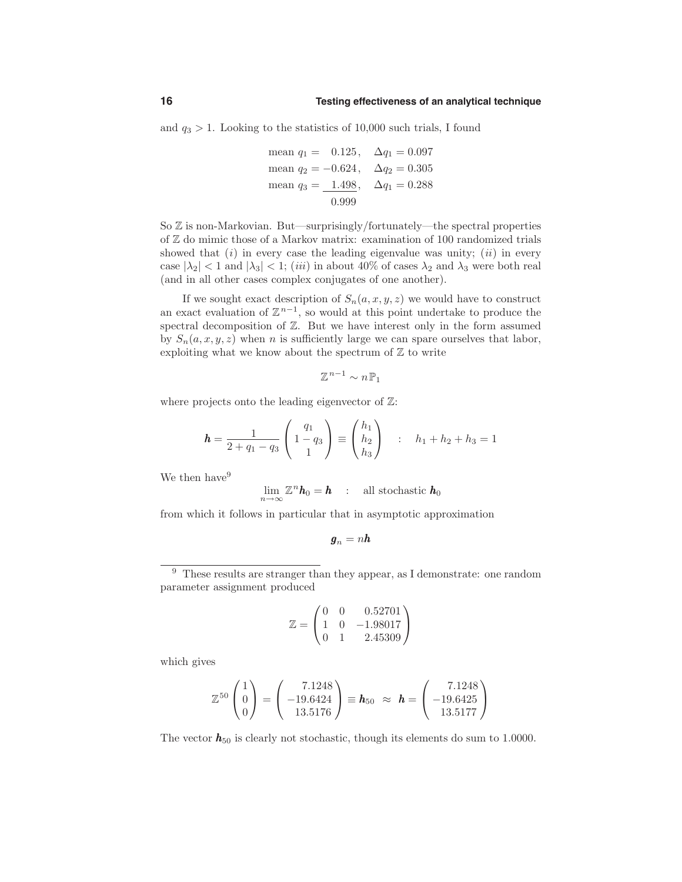and $q_3 > 1$. Looking to the statistics of 10,000 such trials, I found

$$
\begin{aligned}
\text{mean } q_1 &= \phantom{-}0.125\,, \quad \Delta q_1 = 0.097\\
\text{mean } q_2 &= -0.624\,, \quad \Delta q_2 = 0.305\\
\text{mean } q_3 &= \underline{\phantom{-}1.498}\,, \quad \Delta q_1 = 0.288\\
& \phantom{=-}0.999
\end{aligned}
$$

So $\mathbb{Z}$ is non-Markovian. But—surprisingly/fortunately—the spectral properties of $\mathbb{Z}$ do mimic those of a Markov matrix: examination of 100 randomized trials showed that (*i*) in every case the leading eigenvalue was unity; (*ii*) in every case $|\lambda_2| < 1$ and $|\lambda_3| < 1$; (*iii*) in about 40% of cases $\lambda_2$ and $\lambda_3$ were both real (and in all other cases complex conjugates of one another).

If we sought exact description of $S_n(a, x, y, z)$ we would have to construct an exact evaluation of $\mathbb{Z}^{n-1}$, so would at this point undertake to produce the spectral decomposition of $\mathbb{Z}$. But we have interest only in the form assumed by $S_n(a, x, y, z)$ when $n$ is sufficiently large we can spare ourselves that labor, exploiting what we know about the spectrum of $\mathbb{Z}$ to write

$$
\mathbb{Z}^{n-1} \sim n\,\mathbb{P}_1
$$

where projects onto the leading eigenvector of $\mathbb{Z}$:

$$
\boldsymbol{h} = \frac{1}{2 + q_1 - q_3}\begin{pmatrix} q_1 \\ 1 - q_3 \\ 1 \end{pmatrix} \equiv \begin{pmatrix} h_1 \\ h_2 \\ h_3 \end{pmatrix} \quad : \quad h_1 + h_2 + h_3 = 1
$$

We then have[9]

$$
\lim_{n\to\infty} \mathbb{Z}^n \boldsymbol{h}_0 = \boldsymbol{h} \quad : \quad \text{all stochastic } \boldsymbol{h}_0
$$

from which it follows in particular that in asymptotic approximation

$$
\boldsymbol{g}_n = n\boldsymbol{h}
$$

---

[9] These results are stranger than they appear, as I demonstrate: one random parameter assignment produced

$$
\mathbb{Z} = \begin{pmatrix} 0 & 0 & 0.52701 \\ 1 & 0 & -1.98017 \\ 0 & 1 & 2.45309 \end{pmatrix}
$$

which gives

$$
\mathbb{Z}^{50}\begin{pmatrix} 1 \\ 0 \\ 0 \end{pmatrix} = \begin{pmatrix} 7.1248 \\ -19.6424 \\ 13.5176 \end{pmatrix} \equiv \boldsymbol{h}_{50} \;\approx\; \boldsymbol{h} = \begin{pmatrix} 7.1248 \\ -19.6425 \\ 13.5177 \end{pmatrix}
$$

The vector $\boldsymbol{h}_{50}$ is clearly not stochastic, though its elements do sum to 1.0000.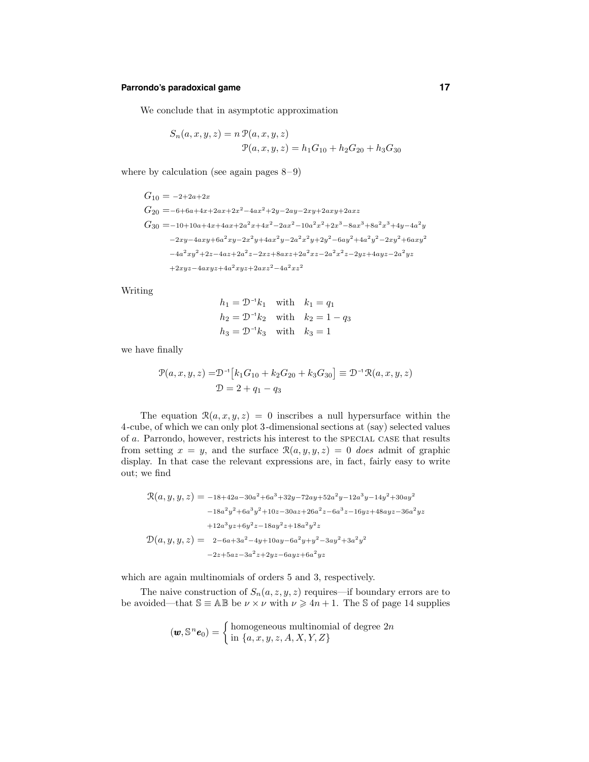We conclude that in asymptotic approximation

$$
\begin{aligned}
S_n(a,x,y,z) &= n\,\mathcal{P}(a,x,y,z)\\
\mathcal{P}(a,x,y,z) &= h_1 G_{10} + h_2 G_{20} + h_3 G_{30}
\end{aligned}
$$

where by calculation (see again pages 8–9)

$$
\begin{aligned}
G_{10} =\; & -2+2a+2x\\
G_{20} =\; & -6+6a+4x+2ax+2x^2-4ax^2+2y-2ay-2xy+2axy+2axz\\
G_{30} =\; & -10+10a+4x+4ax+2a^2x+4x^2-2ax^2-10a^2x^2+2x^3-8ax^3+8a^2x^3+4y-4a^2y\\
& -2xy-4axy+6a^2xy-2x^2y+4ax^2y-2a^2x^2y+2y^2-6ay^2+4a^2y^2-2xy^2+6axy^2\\
& -4a^2xy^2+2z-4az+2a^2z-2xz+8axz+2a^2xz-2a^2x^2z-2yz+4ayz-2a^2yz\\
& +2xyz-4axyz+4a^2xyz+2axz^2-4a^2xz^2
\end{aligned}
$$

Writing

$$
\begin{aligned}
h_1 &= \mathcal{D}^{-1}k_1 \quad\text{with}\quad k_1 = q_1\\
h_2 &= \mathcal{D}^{-1}k_2 \quad\text{with}\quad k_2 = 1-q_3\\
h_3 &= \mathcal{D}^{-1}k_3 \quad\text{with}\quad k_3 = 1
\end{aligned}
$$

we have finally

$$
\begin{aligned}
\mathcal{P}(a,x,y,z) &= \mathcal{D}^{-1}\big[k_1G_{10} + k_2G_{20} + k_3G_{30}\big] \equiv \mathcal{D}^{-1}\,\mathcal{R}(a,x,y,z)\\
\mathcal{D} &= 2 + q_1 - q_3
\end{aligned}
$$

The equation $\mathcal{R}(a,x,y,z) = 0$ inscribes a null hypersurface within the 4-cube, of which we can only plot 3-dimensional sections at (say) selected values of $a$. Parrondo, however, restricts his interest to the SPECIAL CASE that results from setting $x = y$, and the surface $\mathcal{R}(a,y,y,z) = 0$ *does* admit of graphic display. In that case the relevant expressions are, in fact, fairly easy to write out; we find

$$
\begin{aligned}
\mathcal{R}(a,y,y,z) =\; & -18+42a-30a^2+6a^3+32y-72ay+52a^2y-12a^3y-14y^2+30ay^2\\
& -18a^2y^2+6a^3y^2+10z-30az+26a^2z-6a^3z-16yz+48ayz-36a^2yz\\
& +12a^3yz+6y^2z-18ay^2z+18a^2y^2z\\
\mathcal{D}(a,y,y,z) =\; & 2-6a+3a^2-4y+10ay-6a^2y+y^2-3ay^2+3a^2y^2\\
& -2z+5az-3a^2z+2yz-6ayz+6a^2yz
\end{aligned}
$$

which are again multinomials of orders 5 and 3, respectively.

The naive construction of $S_n(a,z,y,z)$ requires—if boundary errors are to be avoided—that $\mathbb{S} \equiv \mathbb{A}\mathbb{B}$ be $\nu\times\nu$ with $\nu \geqslant 4n+1$. The $\mathbb{S}$ of page 14 supplies

$$
(\boldsymbol{w}, \mathbb{S}^n\boldsymbol{e}_0) = \begin{cases}\text{homogeneous multinomial of degree } 2n\\ \text{in } \{a,x,y,z,A,X,Y,Z\}\end{cases}
$$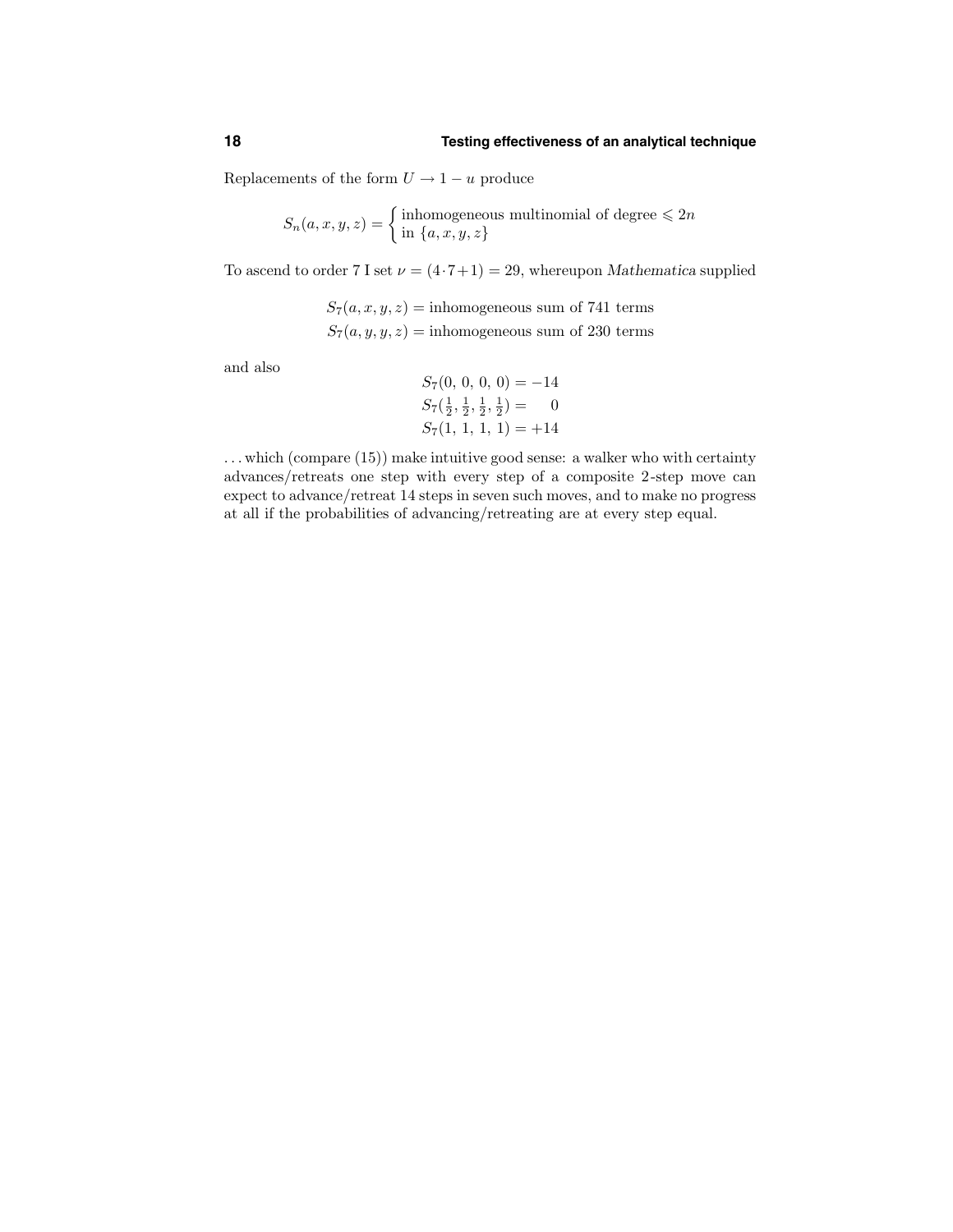Replacements of the form $U \to 1 - u$ produce

$$S_n(a, x, y, z) = \begin{cases} \text{inhomogeneous multinomial of degree} \leqslant 2n \\ \text{in } \{a, x, y, z\} \end{cases}$$

To ascend to order 7 I set $\nu = (4 \cdot 7 + 1) = 29$, whereupon *Mathematica* supplied

$$S_7(a, x, y, z) = \text{inhomogeneous sum of 741 terms}$$
$$S_7(a, y, y, z) = \text{inhomogeneous sum of 230 terms}$$

and also

$$S_7(0,\, 0,\, 0,\, 0) = -14$$
$$S_7(\tfrac{1}{2}, \tfrac{1}{2}, \tfrac{1}{2}, \tfrac{1}{2}) = \quad 0$$
$$S_7(1,\, 1,\, 1,\, 1) = +14$$

. . . which (compare (15)) make intuitive good sense: a walker who with certainty advances/retreats one step with every step of a composite 2-step move can expect to advance/retreat 14 steps in seven such moves, and to make no progress at all if the probabilities of advancing/retreating are at every step equal.